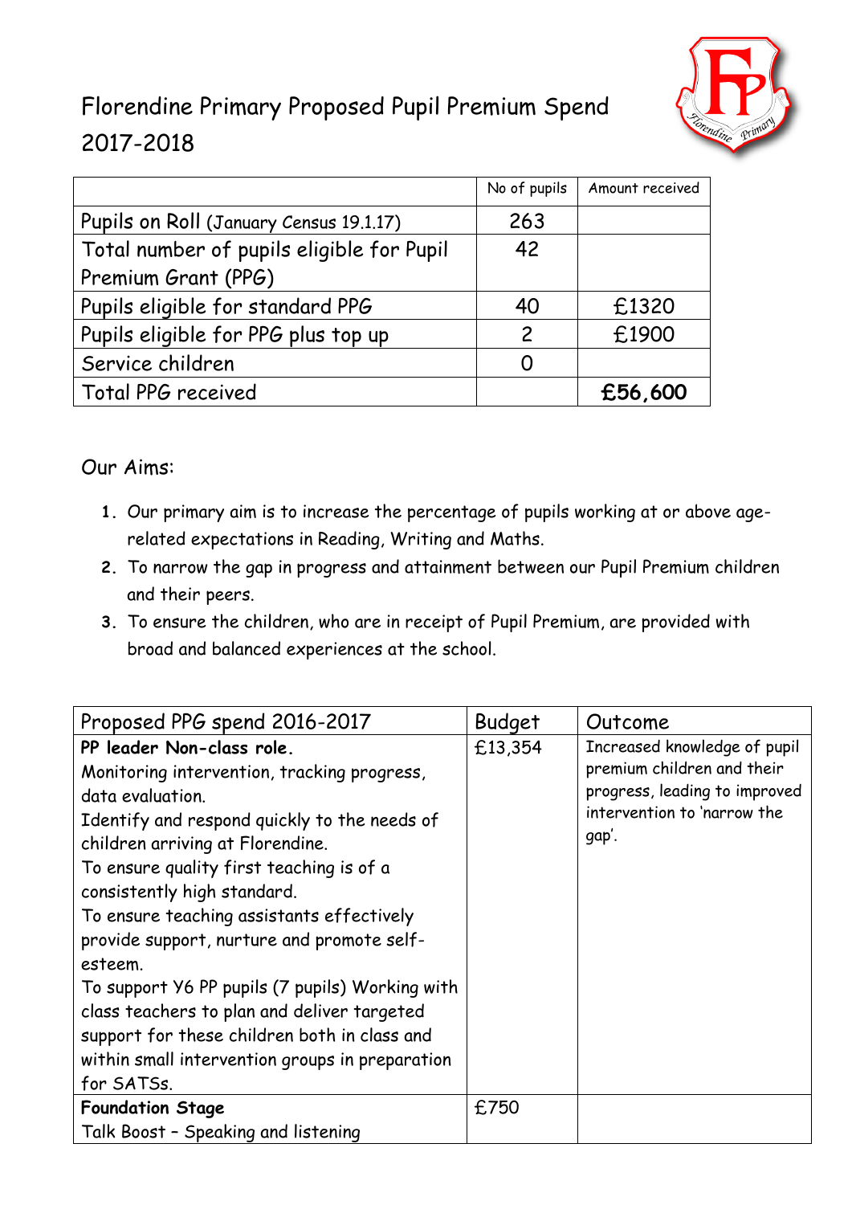# Florendine Primary Proposed Pupil Premium Spend 2017-2018

| | No of pupils | Amount received |
|---|---|---|
| Pupils on Roll (January Census 19.1.17) | 263 | |
| Total number of pupils eligible for Pupil Premium Grant (PPG) | 42 | |
| Pupils eligible for standard PPG | 40 | £1320 |
| Pupils eligible for PPG plus top up | 2 | £1900 |
| Service children | 0 | |
| Total PPG received | | **£56,600** |

Our Aims:

1. Our primary aim is to increase the percentage of pupils working at or above age-related expectations in Reading, Writing and Maths.
2. To narrow the gap in progress and attainment between our Pupil Premium children and their peers.
3. To ensure the children, who are in receipt of Pupil Premium, are provided with broad and balanced experiences at the school.

| Proposed PPG spend 2016-2017 | Budget | Outcome |
|---|---|---|
| **PP leader Non-class role.** Monitoring intervention, tracking progress, data evaluation. Identify and respond quickly to the needs of children arriving at Florendine. To ensure quality first teaching is of a consistently high standard. To ensure teaching assistants effectively provide support, nurture and promote self-esteem. To support Y6 PP pupils (7 pupils) Working with class teachers to plan and deliver targeted support for these children both in class and within small intervention groups in preparation for SATSs. | £13,354 | Increased knowledge of pupil premium children and their progress, leading to improved intervention to 'narrow the gap'. |
| **Foundation Stage** Talk Boost – Speaking and listening | £750 | |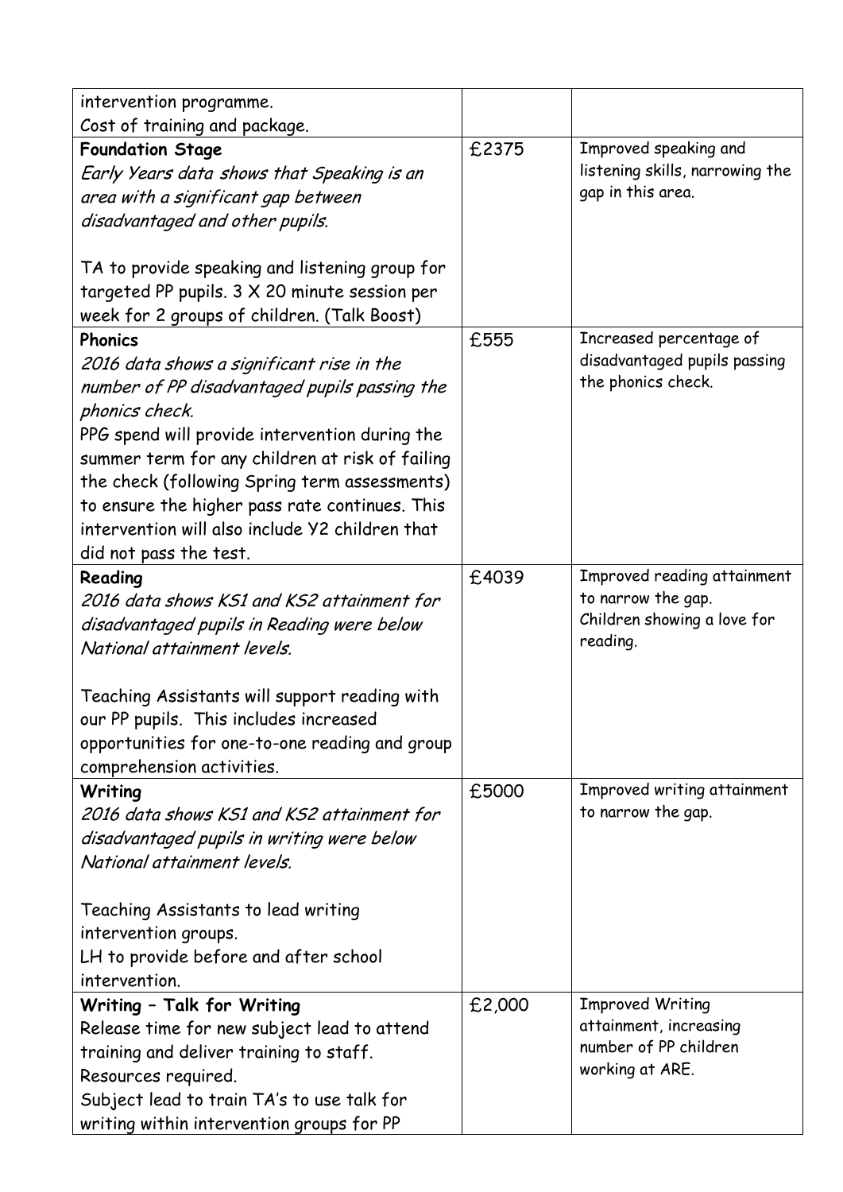| | | |
|---|---|---|
| intervention programme.<br>Cost of training and package. | | |
| **Foundation Stage**<br>*Early Years data shows that Speaking is an area with a significant gap between disadvantaged and other pupils.*<br><br>TA to provide speaking and listening group for targeted PP pupils. 3 X 20 minute session per week for 2 groups of children. (Talk Boost) | £2375 | Improved speaking and listening skills, narrowing the gap in this area. |
| **Phonics**<br>*2016 data shows a significant rise in the number of PP disadvantaged pupils passing the phonics check.*<br>PPG spend will provide intervention during the summer term for any children at risk of failing the check (following Spring term assessments) to ensure the higher pass rate continues. This intervention will also include Y2 children that did not pass the test. | £555 | Increased percentage of disadvantaged pupils passing the phonics check. |
| **Reading**<br>*2016 data shows KS1 and KS2 attainment for disadvantaged pupils in Reading were below National attainment levels.*<br><br>Teaching Assistants will support reading with our PP pupils. This includes increased opportunities for one-to-one reading and group comprehension activities. | £4039 | Improved reading attainment to narrow the gap.<br>Children showing a love for reading. |
| **Writing**<br>*2016 data shows KS1 and KS2 attainment for disadvantaged pupils in writing were below National attainment levels.*<br><br>Teaching Assistants to lead writing intervention groups.<br>LH to provide before and after school intervention. | £5000 | Improved writing attainment to narrow the gap. |
| **Writing – Talk for Writing**<br>Release time for new subject lead to attend training and deliver training to staff.<br>Resources required.<br>Subject lead to train TA's to use talk for writing within intervention groups for PP | £2,000 | Improved Writing attainment, increasing number of PP children working at ARE. |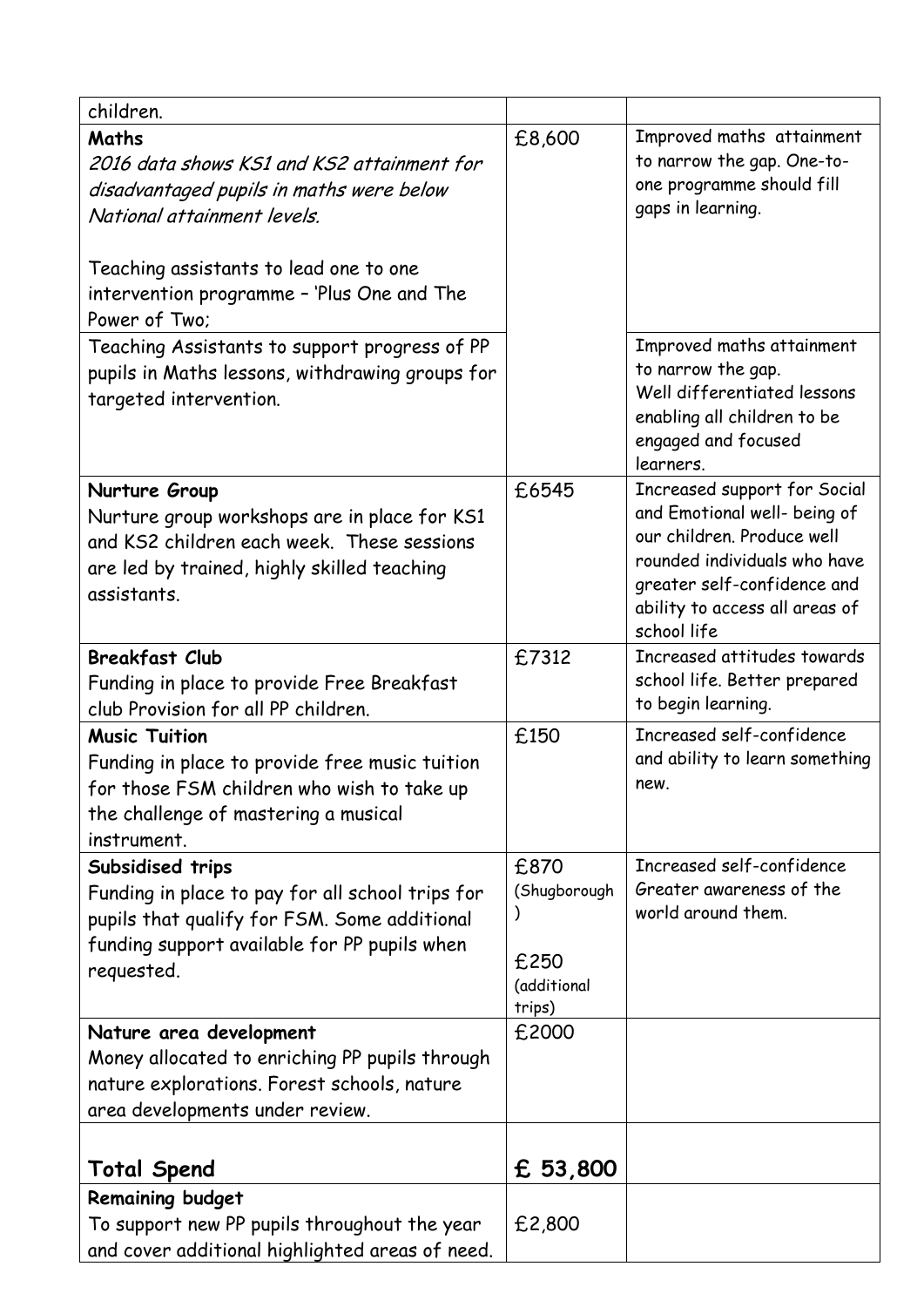| | | |
|---|---|---|
| children. | | |
| **Maths**<br>*2016 data shows KS1 and KS2 attainment for disadvantaged pupils in maths were below National attainment levels.*<br><br>Teaching assistants to lead one to one intervention programme – 'Plus One and The Power of Two; | £8,600 | Improved maths attainment to narrow the gap. One-to-one programme should fill gaps in learning. |
| Teaching Assistants to support progress of PP pupils in Maths lessons, withdrawing groups for targeted intervention. | | Improved maths attainment to narrow the gap.<br>Well differentiated lessons enabling all children to be engaged and focused learners. |
| **Nurture Group**<br>Nurture group workshops are in place for KS1 and KS2 children each week. These sessions are led by trained, highly skilled teaching assistants. | £6545 | Increased support for Social and Emotional well- being of our children. Produce well rounded individuals who have greater self-confidence and ability to access all areas of school life |
| **Breakfast Club**<br>Funding in place to provide Free Breakfast club Provision for all PP children. | £7312 | Increased attitudes towards school life. Better prepared to begin learning. |
| **Music Tuition**<br>Funding in place to provide free music tuition for those FSM children who wish to take up the challenge of mastering a musical instrument. | £150 | Increased self-confidence and ability to learn something new. |
| **Subsidised trips**<br>Funding in place to pay for all school trips for pupils that qualify for FSM. Some additional funding support available for PP pupils when requested. | £870 (Shugborough)<br><br>£250 (additional trips) | Increased self-confidence Greater awareness of the world around them. |
| **Nature area development**<br>Money allocated to enriching PP pupils through nature explorations. Forest schools, nature area developments under review. | £2000 | |
| **Total Spend** | **£ 53,800** | |
| **Remaining budget**<br>To support new PP pupils throughout the year and cover additional highlighted areas of need. | £2,800 | |